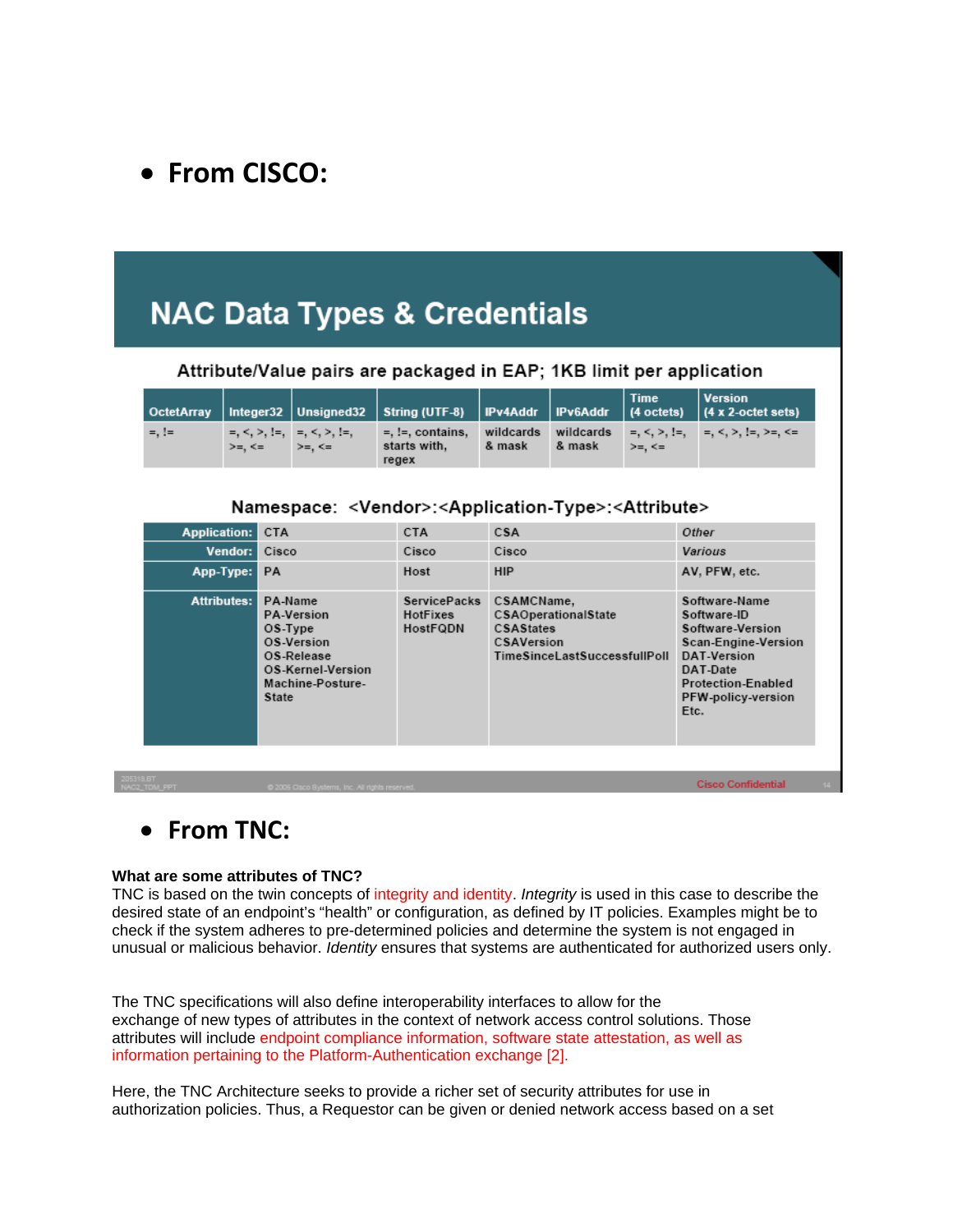- **From CISCO:**

## NAC Data Types & Credentials

Attribute/Value pairs are packaged in EAP; 1KB limit per application

| OctetArray | Integer32 | Unsigned32 | String (UTF-8) | IPv4Addr | IPv6Addr | Time (4 octets) | Version (4 x 2-octet sets) |
|---|---|---|---|---|---|---|---|
| =, != | =, <, >, !=, >=, <= | =, <, >, !=, >=, <= | =, !=, contains, starts with, regex | wildcards & mask | wildcards & mask | =, <, >, !=, >=, <= | =, <, >, !=, >=, <= |

Namespace: <Vendor>:<Application-Type>:<Attribute>

| | | | | |
|---|---|---|---|---|
| **Application:** | CTA | CTA | CSA | *Other* |
| **Vendor:** | Cisco | Cisco | Cisco | *Various* |
| **App-Type:** | PA | Host | HIP | AV, PFW, etc. |
| **Attributes:** | PA-Name<br>PA-Version<br>OS-Type<br>OS-Version<br>OS-Release<br>OS-Kernel-Version<br>Machine-Posture-State | ServicePacks<br>HotFixes<br>HostFQDN | CSAMCName,<br>CSAOperationalState<br>CSAStates<br>CSAVersion<br>TimeSinceLastSuccessfullPoll | Software-Name<br>Software-ID<br>Software-Version<br>Scan-Engine-Version<br>DAT-Version<br>DAT-Date<br>Protection-Enabled<br>PFW-policy-version<br>Etc. |

- **From TNC:**

**What are some attributes of TNC?**
TNC is based on the twin concepts of integrity and identity. *Integrity* is used in this case to describe the desired state of an endpoint's "health" or configuration, as defined by IT policies. Examples might be to check if the system adheres to pre-determined policies and determine the system is not engaged in unusual or malicious behavior. *Identity* ensures that systems are authenticated for authorized users only.

The TNC specifications will also define interoperability interfaces to allow for the exchange of new types of attributes in the context of network access control solutions. Those attributes will include endpoint compliance information, software state attestation, as well as information pertaining to the Platform-Authentication exchange [2].

Here, the TNC Architecture seeks to provide a richer set of security attributes for use in authorization policies. Thus, a Requestor can be given or denied network access based on a set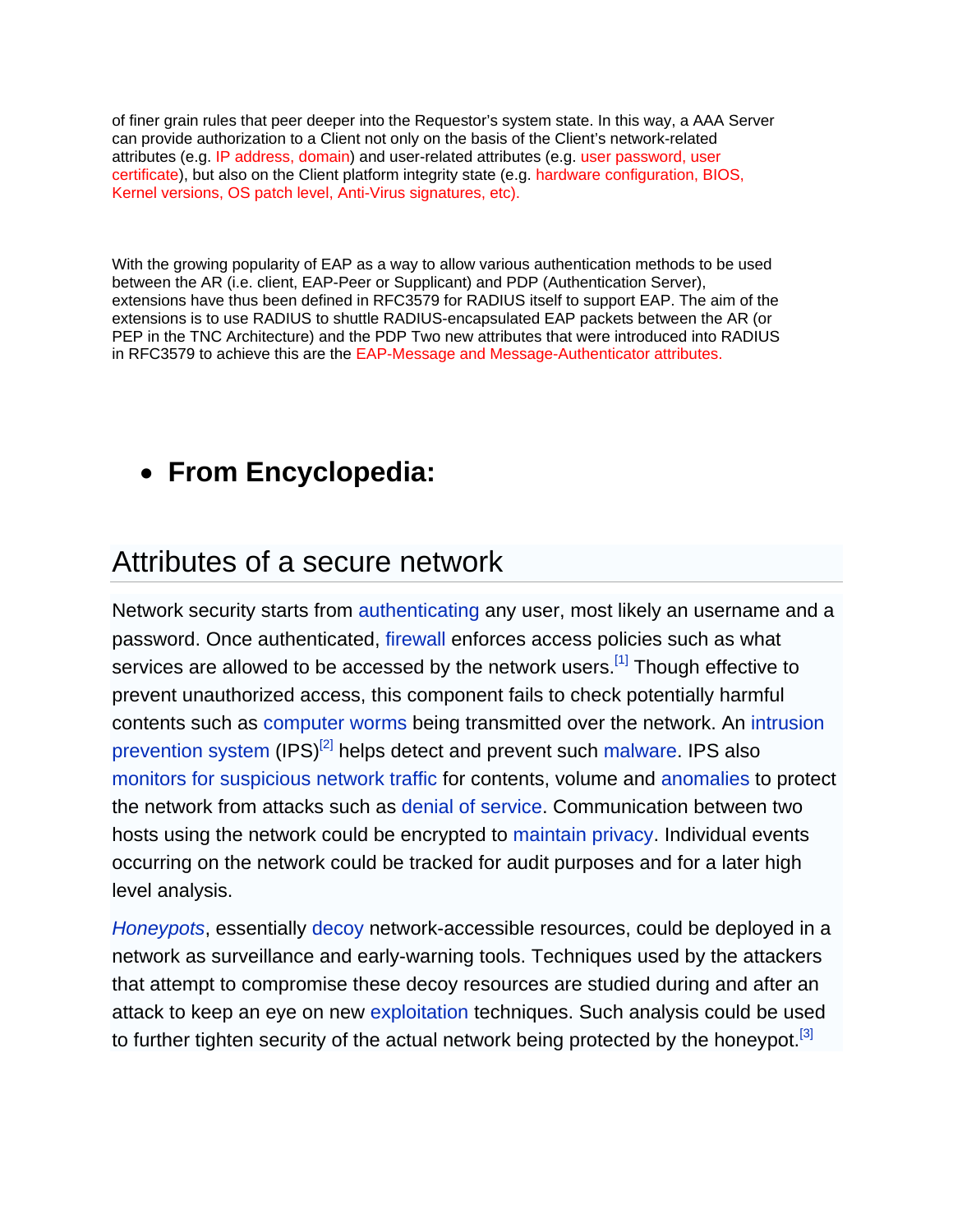of finer grain rules that peer deeper into the Requestor's system state. In this way, a AAA Server can provide authorization to a Client not only on the basis of the Client's network-related attributes (e.g. IP address, domain) and user-related attributes (e.g. user password, user certificate), but also on the Client platform integrity state (e.g. hardware configuration, BIOS, Kernel versions, OS patch level, Anti-Virus signatures, etc).

With the growing popularity of EAP as a way to allow various authentication methods to be used between the AR (i.e. client, EAP-Peer or Supplicant) and PDP (Authentication Server), extensions have thus been defined in RFC3579 for RADIUS itself to support EAP. The aim of the extensions is to use RADIUS to shuttle RADIUS-encapsulated EAP packets between the AR (or PEP in the TNC Architecture) and the PDP Two new attributes that were introduced into RADIUS in RFC3579 to achieve this are the EAP-Message and Message-Authenticator attributes.

- **From Encyclopedia:**

## Attributes of a secure network

Network security starts from authenticating any user, most likely an username and a password. Once authenticated, firewall enforces access policies such as what services are allowed to be accessed by the network users.[1] Though effective to prevent unauthorized access, this component fails to check potentially harmful contents such as computer worms being transmitted over the network. An intrusion prevention system (IPS)[2] helps detect and prevent such malware. IPS also monitors for suspicious network traffic for contents, volume and anomalies to protect the network from attacks such as denial of service. Communication between two hosts using the network could be encrypted to maintain privacy. Individual events occurring on the network could be tracked for audit purposes and for a later high level analysis.

*Honeypots*, essentially decoy network-accessible resources, could be deployed in a network as surveillance and early-warning tools. Techniques used by the attackers that attempt to compromise these decoy resources are studied during and after an attack to keep an eye on new exploitation techniques. Such analysis could be used to further tighten security of the actual network being protected by the honeypot.[3]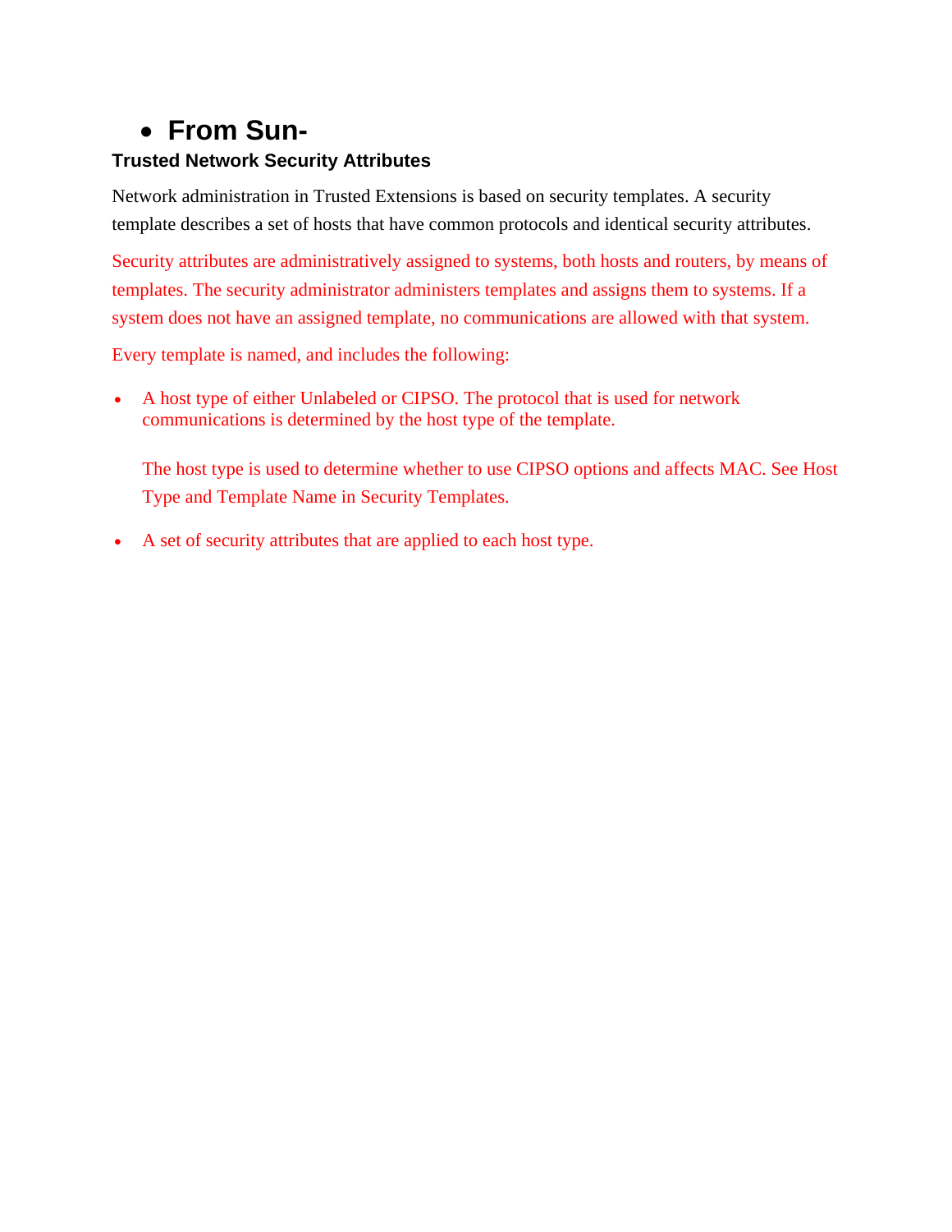- **From Sun-**

**Trusted Network Security Attributes**

Network administration in Trusted Extensions is based on security templates. A security template describes a set of hosts that have common protocols and identical security attributes.

Security attributes are administratively assigned to systems, both hosts and routers, by means of templates. The security administrator administers templates and assigns them to systems. If a system does not have an assigned template, no communications are allowed with that system.

Every template is named, and includes the following:

- A host type of either Unlabeled or CIPSO. The protocol that is used for network communications is determined by the host type of the template.

  The host type is used to determine whether to use CIPSO options and affects MAC. See Host Type and Template Name in Security Templates.

- A set of security attributes that are applied to each host type.